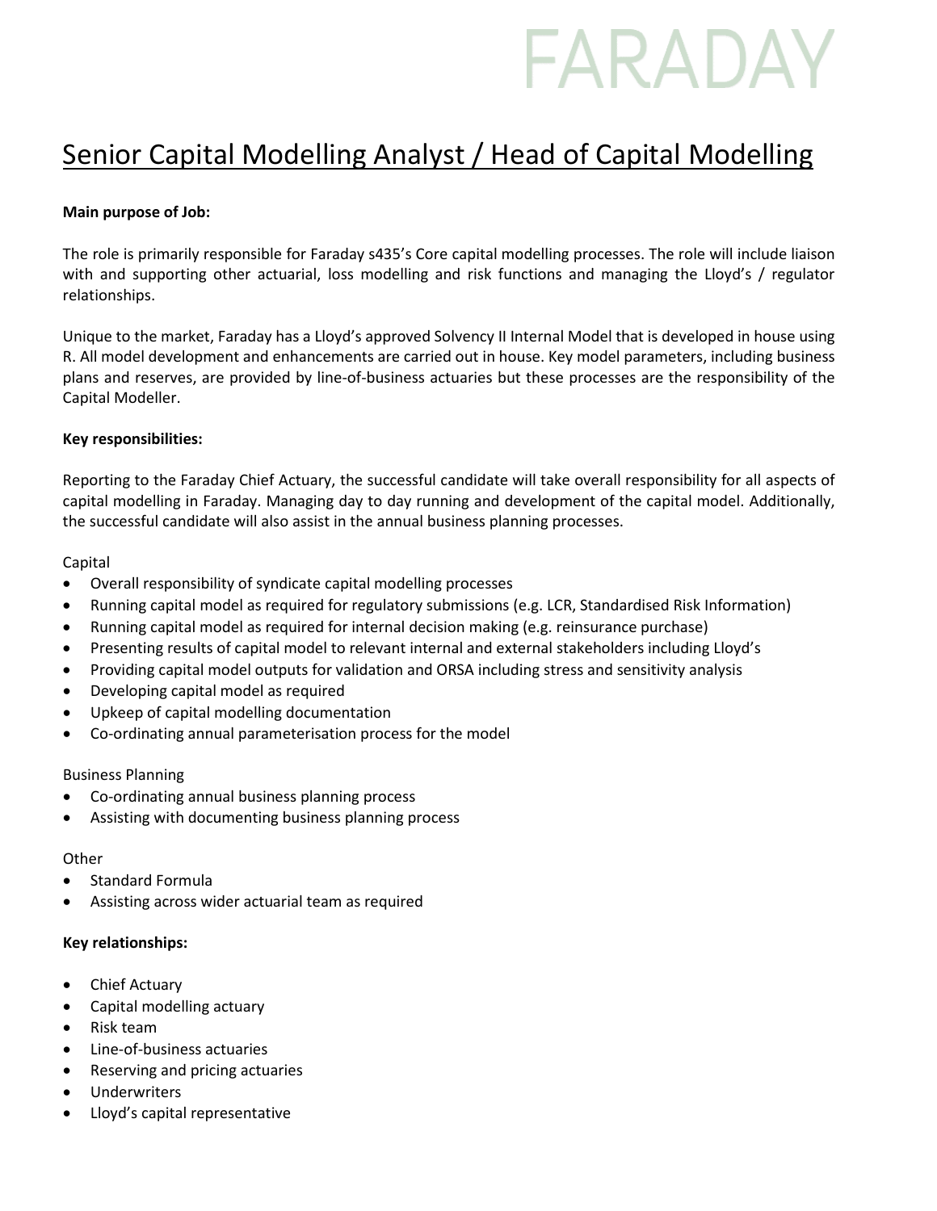FARADAY

# Senior Capital Modelling Analyst / Head of Capital Modelling

**Main purpose of Job:**

The role is primarily responsible for Faraday s435's Core capital modelling processes. The role will include liaison with and supporting other actuarial, loss modelling and risk functions and managing the Lloyd's / regulator relationships.

Unique to the market, Faraday has a Lloyd's approved Solvency II Internal Model that is developed in house using R. All model development and enhancements are carried out in house. Key model parameters, including business plans and reserves, are provided by line-of-business actuaries but these processes are the responsibility of the Capital Modeller.

**Key responsibilities:**

Reporting to the Faraday Chief Actuary, the successful candidate will take overall responsibility for all aspects of capital modelling in Faraday. Managing day to day running and development of the capital model. Additionally, the successful candidate will also assist in the annual business planning processes.

Capital

- Overall responsibility of syndicate capital modelling processes
- Running capital model as required for regulatory submissions (e.g. LCR, Standardised Risk Information)
- Running capital model as required for internal decision making (e.g. reinsurance purchase)
- Presenting results of capital model to relevant internal and external stakeholders including Lloyd's
- Providing capital model outputs for validation and ORSA including stress and sensitivity analysis
- Developing capital model as required
- Upkeep of capital modelling documentation
- Co-ordinating annual parameterisation process for the model

Business Planning

- Co-ordinating annual business planning process
- Assisting with documenting business planning process

Other

- Standard Formula
- Assisting across wider actuarial team as required

**Key relationships:**

- Chief Actuary
- Capital modelling actuary
- Risk team
- Line-of-business actuaries
- Reserving and pricing actuaries
- Underwriters
- Lloyd's capital representative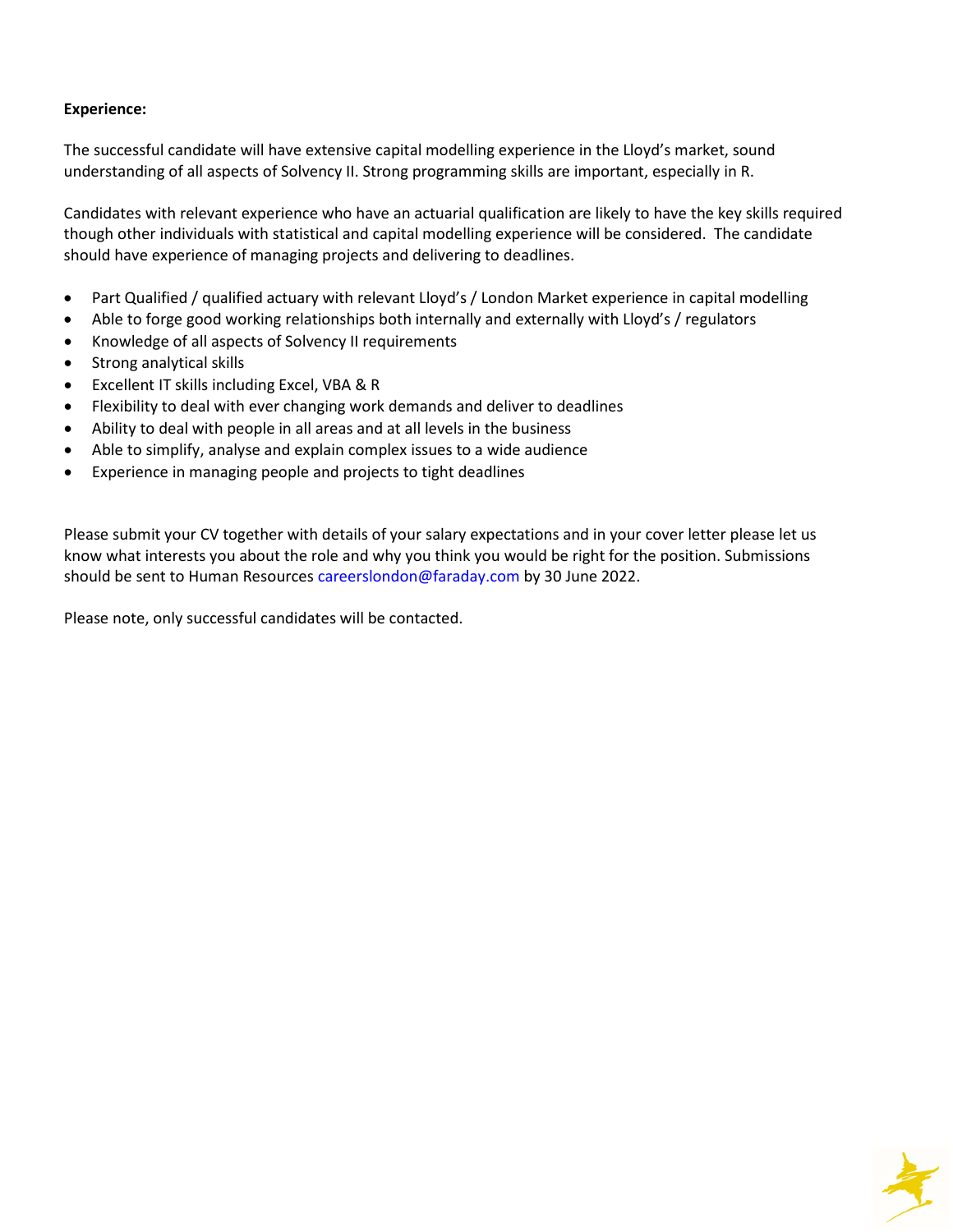**Experience:**

The successful candidate will have extensive capital modelling experience in the Lloyd's market, sound understanding of all aspects of Solvency II. Strong programming skills are important, especially in R.

Candidates with relevant experience who have an actuarial qualification are likely to have the key skills required though other individuals with statistical and capital modelling experience will be considered. The candidate should have experience of managing projects and delivering to deadlines.

- Part Qualified / qualified actuary with relevant Lloyd's / London Market experience in capital modelling
- Able to forge good working relationships both internally and externally with Lloyd's / regulators
- Knowledge of all aspects of Solvency II requirements
- Strong analytical skills
- Excellent IT skills including Excel, VBA & R
- Flexibility to deal with ever changing work demands and deliver to deadlines
- Ability to deal with people in all areas and at all levels in the business
- Able to simplify, analyse and explain complex issues to a wide audience
- Experience in managing people and projects to tight deadlines

Please submit your CV together with details of your salary expectations and in your cover letter please let us know what interests you about the role and why you think you would be right for the position. Submissions should be sent to Human Resources careerslondon@faraday.com by 30 June 2022.

Please note, only successful candidates will be contacted.